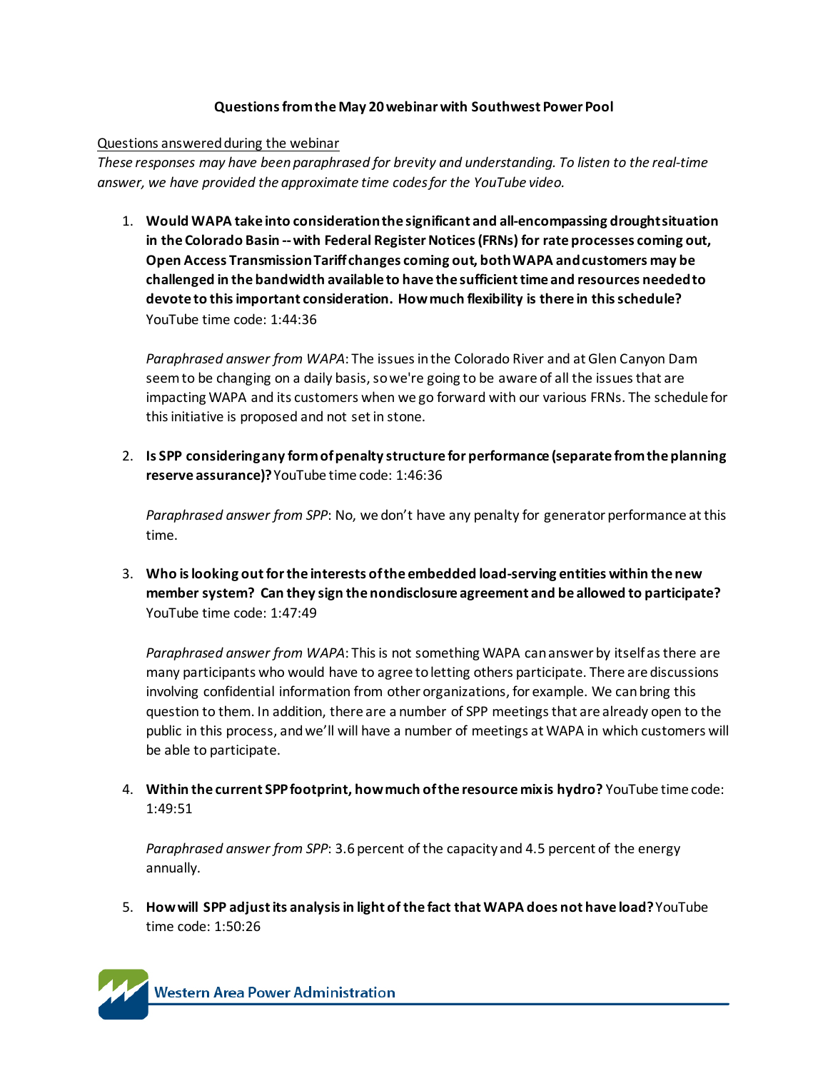**Questions from the May 20 webinar with Southwest Power Pool**

Questions answered during the webinar

*These responses may have been paraphrased for brevity and understanding. To listen to the real-time answer, we have provided the approximate time codes for the YouTube video.*

1. **Would WAPA take into consideration the significant and all-encompassing drought situation in the Colorado Basin -- with Federal Register Notices (FRNs) for rate processes coming out, Open Access Transmission Tariff changes coming out, both WAPA and customers may be challenged in the bandwidth available to have the sufficient time and resources needed to devote to this important consideration. How much flexibility is there in this schedule?** YouTube time code: 1:44:36

   *Paraphrased answer from WAPA*: The issues in the Colorado River and at Glen Canyon Dam seem to be changing on a daily basis, so we're going to be aware of all the issues that are impacting WAPA and its customers when we go forward with our various FRNs. The schedule for this initiative is proposed and not set in stone.

2. **Is SPP considering any form of penalty structure for performance (separate from the planning reserve assurance)?** YouTube time code: 1:46:36

   *Paraphrased answer from SPP*: No, we don't have any penalty for generator performance at this time.

3. **Who is looking out for the interests of the embedded load-serving entities within the new member system? Can they sign the nondisclosure agreement and be allowed to participate?** YouTube time code: 1:47:49

   *Paraphrased answer from WAPA*: This is not something WAPA can answer by itself as there are many participants who would have to agree to letting others participate. There are discussions involving confidential information from other organizations, for example. We can bring this question to them. In addition, there are a number of SPP meetings that are already open to the public in this process, and we'll will have a number of meetings at WAPA in which customers will be able to participate.

4. **Within the current SPP footprint, how much of the resource mix is hydro?** YouTube time code: 1:49:51

   *Paraphrased answer from SPP*: 3.6 percent of the capacity and 4.5 percent of the energy annually.

5. **How will SPP adjust its analysis in light of the fact that WAPA does not have load?** YouTube time code: 1:50:26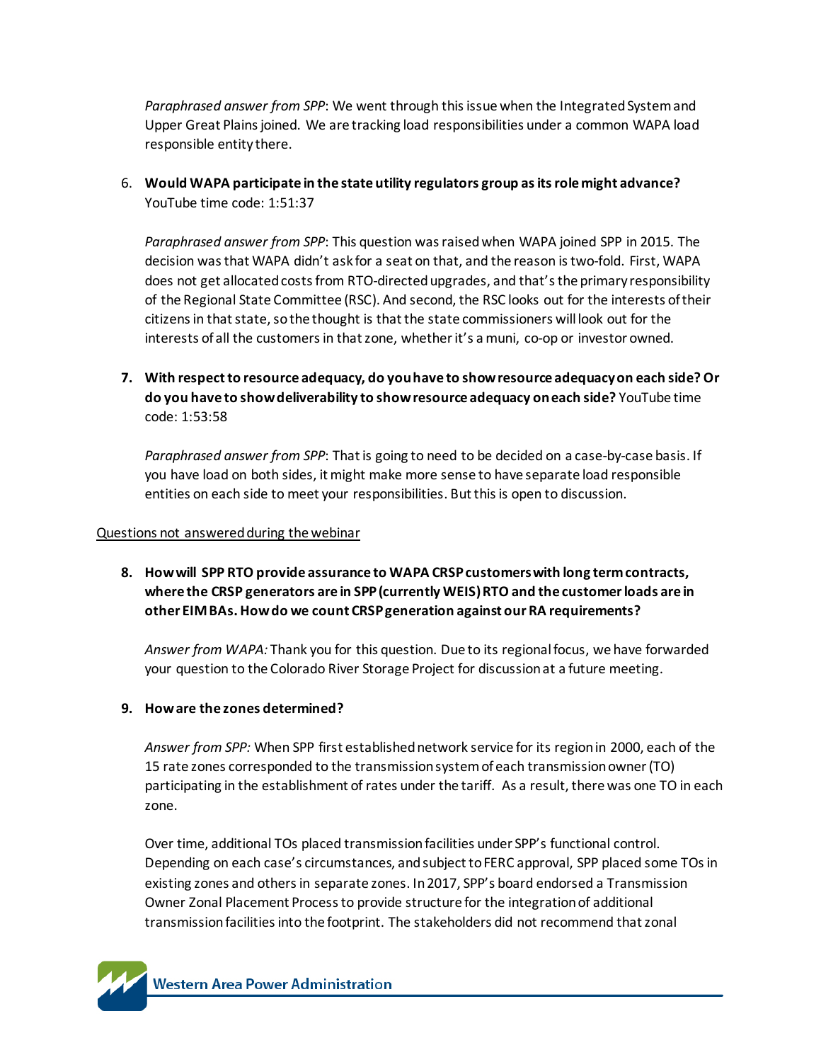*Paraphrased answer from SPP*: We went through this issue when the Integrated System and Upper Great Plains joined. We are tracking load responsibilities under a common WAPA load responsible entity there.

6. **Would WAPA participate in the state utility regulators group as its role might advance?** YouTube time code: 1:51:37

   *Paraphrased answer from SPP*: This question was raised when WAPA joined SPP in 2015. The decision was that WAPA didn't ask for a seat on that, and the reason is two-fold. First, WAPA does not get allocated costs from RTO-directed upgrades, and that's the primary responsibility of the Regional State Committee (RSC). And second, the RSC looks out for the interests of their citizens in that state, so the thought is that the state commissioners will look out for the interests of all the customers in that zone, whether it's a muni, co-op or investor owned.

7. **With respect to resource adequacy, do you have to show resource adequacy on each side? Or do you have to show deliverability to show resource adequacy on each side?** YouTube time code: 1:53:58

   *Paraphrased answer from SPP*: That is going to need to be decided on a case-by-case basis. If you have load on both sides, it might make more sense to have separate load responsible entities on each side to meet your responsibilities. But this is open to discussion.

<u>Questions not answered during the webinar</u>

8. **How will SPP RTO provide assurance to WAPA CRSP customers with long term contracts, where the CRSP generators are in SPP (currently WEIS) RTO and the customer loads are in other EIM BAs. How do we count CRSP generation against our RA requirements?**

   *Answer from WAPA:* Thank you for this question. Due to its regional focus, we have forwarded your question to the Colorado River Storage Project for discussion at a future meeting.

9. **How are the zones determined?**

   *Answer from SPP:* When SPP first established network service for its region in 2000, each of the 15 rate zones corresponded to the transmission system of each transmission owner (TO) participating in the establishment of rates under the tariff. As a result, there was one TO in each zone.

   Over time, additional TOs placed transmission facilities under SPP's functional control. Depending on each case's circumstances, and subject to FERC approval, SPP placed some TOs in existing zones and others in separate zones. In 2017, SPP's board endorsed a Transmission Owner Zonal Placement Process to provide structure for the integration of additional transmission facilities into the footprint. The stakeholders did not recommend that zonal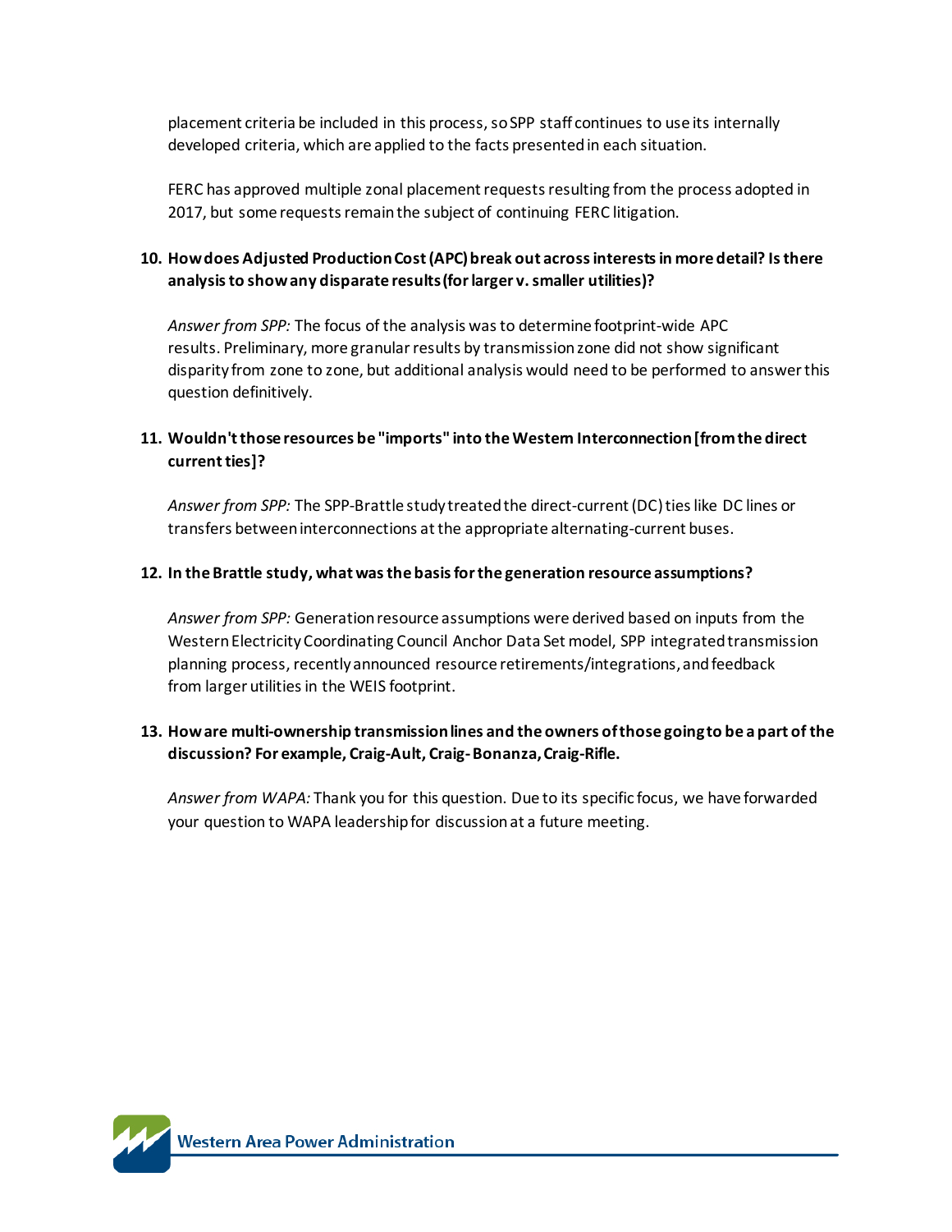placement criteria be included in this process, so SPP staff continues to use its internally developed criteria, which are applied to the facts presented in each situation.

FERC has approved multiple zonal placement requests resulting from the process adopted in 2017, but some requests remain the subject of continuing FERC litigation.

10. **How does Adjusted Production Cost (APC) break out across interests in more detail? Is there analysis to show any disparate results (for larger v. smaller utilities)?**

    *Answer from SPP:* The focus of the analysis was to determine footprint-wide APC results. Preliminary, more granular results by transmission zone did not show significant disparity from zone to zone, but additional analysis would need to be performed to answer this question definitively.

11. **Wouldn't those resources be "imports" into the Western Interconnection [from the direct current ties]?**

    *Answer from SPP:* The SPP-Brattle study treated the direct-current (DC) ties like DC lines or transfers between interconnections at the appropriate alternating-current buses.

12. **In the Brattle study, what was the basis for the generation resource assumptions?**

    *Answer from SPP:* Generation resource assumptions were derived based on inputs from the Western Electricity Coordinating Council Anchor Data Set model, SPP integrated transmission planning process, recently announced resource retirements/integrations, and feedback from larger utilities in the WEIS footprint.

13. **How are multi-ownership transmission lines and the owners of those going to be a part of the discussion? For example, Craig-Ault, Craig-Bonanza, Craig-Rifle.**

    *Answer from WAPA:* Thank you for this question. Due to its specific focus, we have forwarded your question to WAPA leadership for discussion at a future meeting.